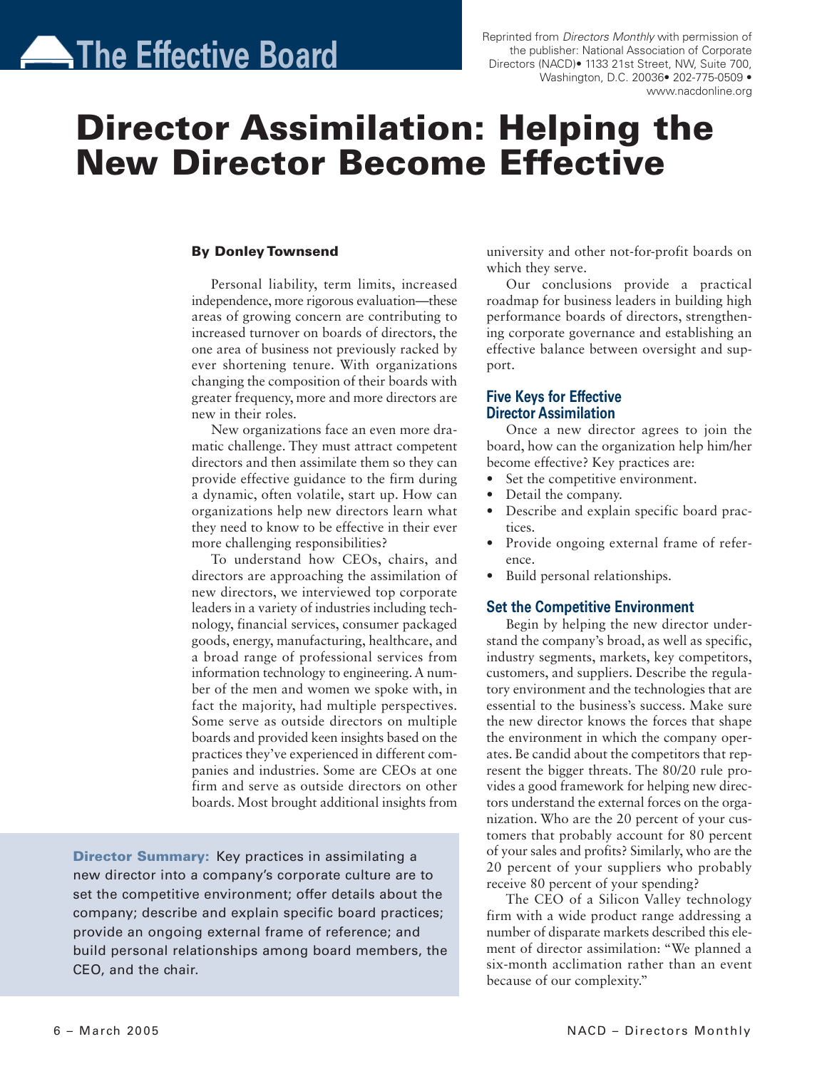# The Effective Board

Reprinted from *Directors Monthly* with permission of the publisher: National Association of Corporate Directors (NACD)• 1133 21st Street, NW, Suite 700, Washington, D.C. 20036• 202-775-0509 • www.nacdonline.org

# Director Assimilation: Helping the New Director Become Effective

**By Donley Townsend**

Personal liability, term limits, increased independence, more rigorous evaluation—these areas of growing concern are contributing to increased turnover on boards of directors, the one area of business not previously racked by ever shortening tenure. With organizations changing the composition of their boards with greater frequency, more and more directors are new in their roles.

New organizations face an even more dramatic challenge. They must attract competent directors and then assimilate them so they can provide effective guidance to the firm during a dynamic, often volatile, start up. How can organizations help new directors learn what they need to know to be effective in their ever more challenging responsibilities?

To understand how CEOs, chairs, and directors are approaching the assimilation of new directors, we interviewed top corporate leaders in a variety of industries including technology, financial services, consumer packaged goods, energy, manufacturing, healthcare, and a broad range of professional services from information technology to engineering. A number of the men and women we spoke with, in fact the majority, had multiple perspectives. Some serve as outside directors on multiple boards and provided keen insights based on the practices they've experienced in different companies and industries. Some are CEOs at one firm and serve as outside directors on other boards. Most brought additional insights from university and other not-for-profit boards on which they serve.

Our conclusions provide a practical roadmap for business leaders in building high performance boards of directors, strengthening corporate governance and establishing an effective balance between oversight and support.

**Director Summary:** Key practices in assimilating a new director into a company's corporate culture are to set the competitive environment; offer details about the company; describe and explain specific board practices; provide an ongoing external frame of reference; and build personal relationships among board members, the CEO, and the chair.

## Five Keys for Effective Director Assimilation

Once a new director agrees to join the board, how can the organization help him/her become effective? Key practices are:

- Set the competitive environment.
- Detail the company.
- Describe and explain specific board practices.
- Provide ongoing external frame of reference.
- Build personal relationships.

## Set the Competitive Environment

Begin by helping the new director understand the company's broad, as well as specific, industry segments, markets, key competitors, customers, and suppliers. Describe the regulatory environment and the technologies that are essential to the business's success. Make sure the new director knows the forces that shape the environment in which the company operates. Be candid about the competitors that represent the bigger threats. The 80/20 rule provides a good framework for helping new directors understand the external forces on the organization. Who are the 20 percent of your customers that probably account for 80 percent of your sales and profits? Similarly, who are the 20 percent of your suppliers who probably receive 80 percent of your spending?

The CEO of a Silicon Valley technology firm with a wide product range addressing a number of disparate markets described this element of director assimilation: "We planned a six-month acclimation rather than an event because of our complexity."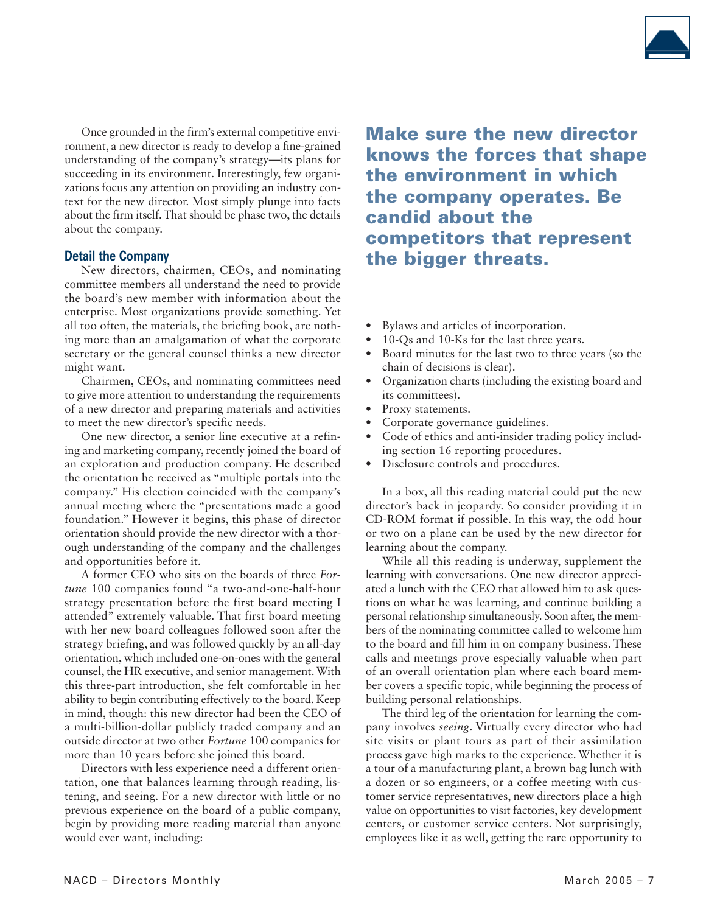Once grounded in the firm's external competitive environment, a new director is ready to develop a fine-grained understanding of the company's strategy—its plans for succeeding in its environment. Interestingly, few organizations focus any attention on providing an industry context for the new director. Most simply plunge into facts about the firm itself. That should be phase two, the details about the company.

### Detail the Company

New directors, chairmen, CEOs, and nominating committee members all understand the need to provide the board's new member with information about the enterprise. Most organizations provide something. Yet all too often, the materials, the briefing book, are nothing more than an amalgamation of what the corporate secretary or the general counsel thinks a new director might want.

Chairmen, CEOs, and nominating committees need to give more attention to understanding the requirements of a new director and preparing materials and activities to meet the new director's specific needs.

One new director, a senior line executive at a refining and marketing company, recently joined the board of an exploration and production company. He described the orientation he received as "multiple portals into the company." His election coincided with the company's annual meeting where the "presentations made a good foundation." However it begins, this phase of director orientation should provide the new director with a thorough understanding of the company and the challenges and opportunities before it.

A former CEO who sits on the boards of three *Fortune* 100 companies found "a two-and-one-half-hour strategy presentation before the first board meeting I attended" extremely valuable. That first board meeting with her new board colleagues followed soon after the strategy briefing, and was followed quickly by an all-day orientation, which included one-on-ones with the general counsel, the HR executive, and senior management. With this three-part introduction, she felt comfortable in her ability to begin contributing effectively to the board. Keep in mind, though: this new director had been the CEO of a multi-billion-dollar publicly traded company and an outside director at two other *Fortune* 100 companies for more than 10 years before she joined this board.

Directors with less experience need a different orientation, one that balances learning through reading, listening, and seeing. For a new director with little or no previous experience on the board of a public company, begin by providing more reading material than anyone would ever want, including:

**Make sure the new director knows the forces that shape the environment in which the company operates. Be candid about the competitors that represent the bigger threats.**

- Bylaws and articles of incorporation.
- 10-Qs and 10-Ks for the last three years.
- Board minutes for the last two to three years (so the chain of decisions is clear).
- Organization charts (including the existing board and its committees).
- Proxy statements.
- Corporate governance guidelines.
- Code of ethics and anti-insider trading policy including section 16 reporting procedures.
- Disclosure controls and procedures.

In a box, all this reading material could put the new director's back in jeopardy. So consider providing it in CD-ROM format if possible. In this way, the odd hour or two on a plane can be used by the new director for learning about the company.

While all this reading is underway, supplement the learning with conversations. One new director appreciated a lunch with the CEO that allowed him to ask questions on what he was learning, and continue building a personal relationship simultaneously. Soon after, the members of the nominating committee called to welcome him to the board and fill him in on company business. These calls and meetings prove especially valuable when part of an overall orientation plan where each board member covers a specific topic, while beginning the process of building personal relationships.

The third leg of the orientation for learning the company involves *seeing*. Virtually every director who had site visits or plant tours as part of their assimilation process gave high marks to the experience. Whether it is a tour of a manufacturing plant, a brown bag lunch with a dozen or so engineers, or a coffee meeting with customer service representatives, new directors place a high value on opportunities to visit factories, key development centers, or customer service centers. Not surprisingly, employees like it as well, getting the rare opportunity to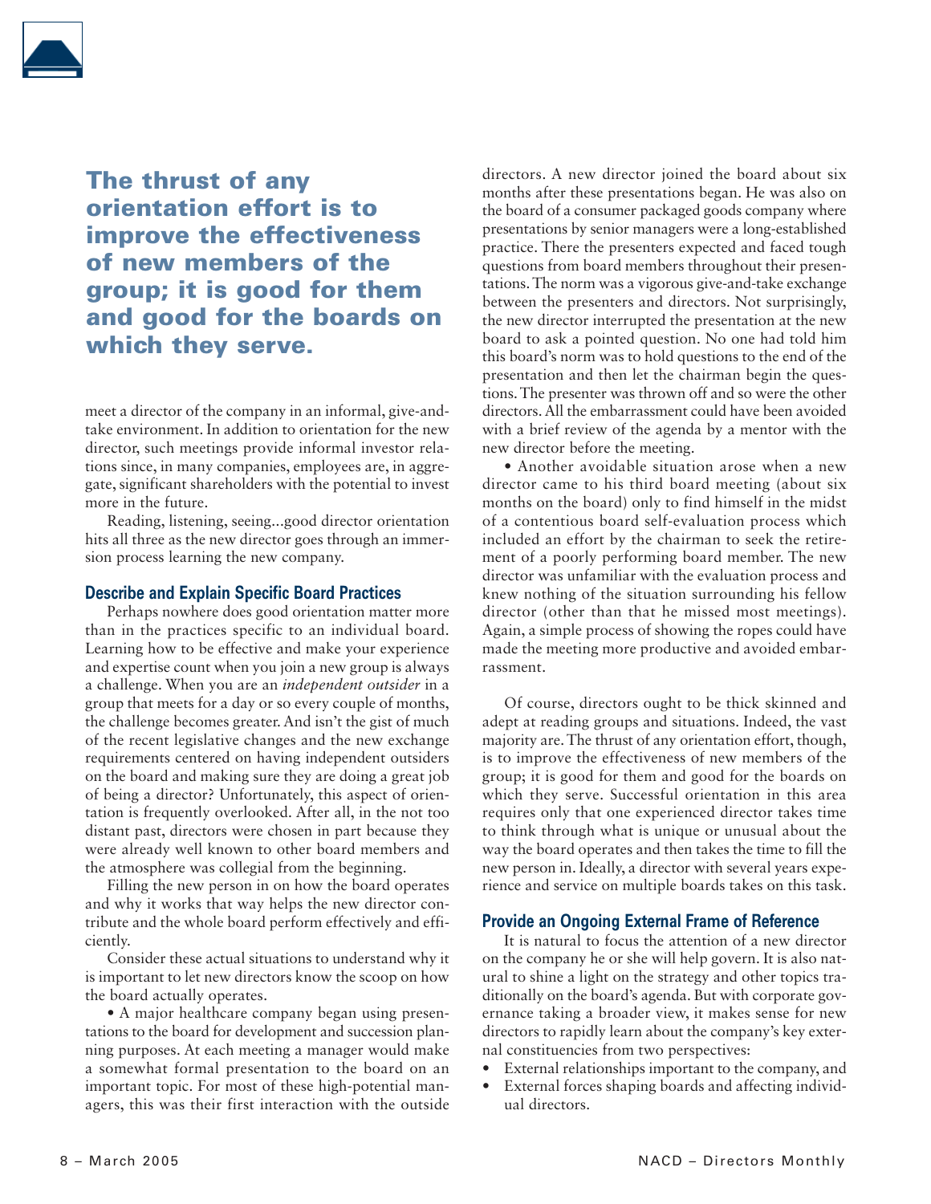**The thrust of any orientation effort is to improve the effectiveness of new members of the group; it is good for them and good for the boards on which they serve.**

meet a director of the company in an informal, give-and-take environment. In addition to orientation for the new director, such meetings provide informal investor relations since, in many companies, employees are, in aggregate, significant shareholders with the potential to invest more in the future.

Reading, listening, seeing...good director orientation hits all three as the new director goes through an immersion process learning the new company.

### Describe and Explain Specific Board Practices

Perhaps nowhere does good orientation matter more than in the practices specific to an individual board. Learning how to be effective and make your experience and expertise count when you join a new group is always a challenge. When you are an *independent outsider* in a group that meets for a day or so every couple of months, the challenge becomes greater. And isn't the gist of much of the recent legislative changes and the new exchange requirements centered on having independent outsiders on the board and making sure they are doing a great job of being a director? Unfortunately, this aspect of orientation is frequently overlooked. After all, in the not too distant past, directors were chosen in part because they were already well known to other board members and the atmosphere was collegial from the beginning.

Filling the new person in on how the board operates and why it works that way helps the new director contribute and the whole board perform effectively and efficiently.

Consider these actual situations to understand why it is important to let new directors know the scoop on how the board actually operates.

- A major healthcare company began using presentations to the board for development and succession planning purposes. At each meeting a manager would make a somewhat formal presentation to the board on an important topic. For most of these high-potential managers, this was their first interaction with the outside directors. A new director joined the board about six months after these presentations began. He was also on the board of a consumer packaged goods company where presentations by senior managers were a long-established practice. There the presenters expected and faced tough questions from board members throughout their presentations. The norm was a vigorous give-and-take exchange between the presenters and directors. Not surprisingly, the new director interrupted the presentation at the new board to ask a pointed question. No one had told him this board's norm was to hold questions to the end of the presentation and then let the chairman begin the questions. The presenter was thrown off and so were the other directors. All the embarrassment could have been avoided with a brief review of the agenda by a mentor with the new director before the meeting.
- Another avoidable situation arose when a new director came to his third board meeting (about six months on the board) only to find himself in the midst of a contentious board self-evaluation process which included an effort by the chairman to seek the retirement of a poorly performing board member. The new director was unfamiliar with the evaluation process and knew nothing of the situation surrounding his fellow director (other than that he missed most meetings). Again, a simple process of showing the ropes could have made the meeting more productive and avoided embarrassment.

Of course, directors ought to be thick skinned and adept at reading groups and situations. Indeed, the vast majority are. The thrust of any orientation effort, though, is to improve the effectiveness of new members of the group; it is good for them and good for the boards on which they serve. Successful orientation in this area requires only that one experienced director takes time to think through what is unique or unusual about the way the board operates and then takes the time to fill the new person in. Ideally, a director with several years experience and service on multiple boards takes on this task.

### Provide an Ongoing External Frame of Reference

It is natural to focus the attention of a new director on the company he or she will help govern. It is also natural to shine a light on the strategy and other topics traditionally on the board's agenda. But with corporate governance taking a broader view, it makes sense for new directors to rapidly learn about the company's key external constituencies from two perspectives:

- External relationships important to the company, and
- External forces shaping boards and affecting individual directors.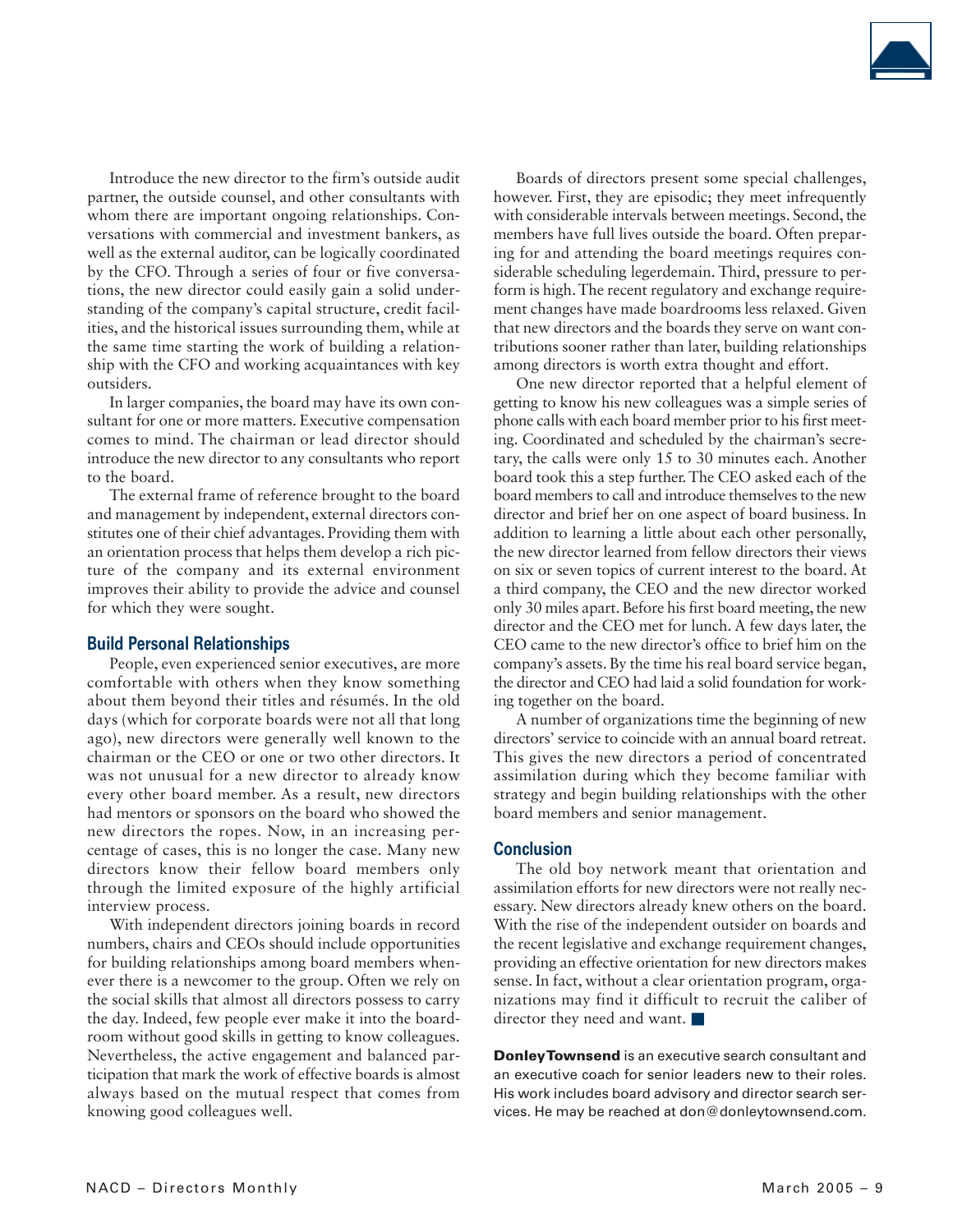Introduce the new director to the firm's outside audit partner, the outside counsel, and other consultants with whom there are important ongoing relationships. Conversations with commercial and investment bankers, as well as the external auditor, can be logically coordinated by the CFO. Through a series of four or five conversations, the new director could easily gain a solid understanding of the company's capital structure, credit facilities, and the historical issues surrounding them, while at the same time starting the work of building a relationship with the CFO and working acquaintances with key outsiders.

In larger companies, the board may have its own consultant for one or more matters. Executive compensation comes to mind. The chairman or lead director should introduce the new director to any consultants who report to the board.

The external frame of reference brought to the board and management by independent, external directors constitutes one of their chief advantages. Providing them with an orientation process that helps them develop a rich picture of the company and its external environment improves their ability to provide the advice and counsel for which they were sought.

## Build Personal Relationships

People, even experienced senior executives, are more comfortable with others when they know something about them beyond their titles and résumés. In the old days (which for corporate boards were not all that long ago), new directors were generally well known to the chairman or the CEO or one or two other directors. It was not unusual for a new director to already know every other board member. As a result, new directors had mentors or sponsors on the board who showed the new directors the ropes. Now, in an increasing percentage of cases, this is no longer the case. Many new directors know their fellow board members only through the limited exposure of the highly artificial interview process.

With independent directors joining boards in record numbers, chairs and CEOs should include opportunities for building relationships among board members whenever there is a newcomer to the group. Often we rely on the social skills that almost all directors possess to carry the day. Indeed, few people ever make it into the boardroom without good skills in getting to know colleagues. Nevertheless, the active engagement and balanced participation that mark the work of effective boards is almost always based on the mutual respect that comes from knowing good colleagues well.

Boards of directors present some special challenges, however. First, they are episodic; they meet infrequently with considerable intervals between meetings. Second, the members have full lives outside the board. Often preparing for and attending the board meetings requires considerable scheduling legerdemain. Third, pressure to perform is high. The recent regulatory and exchange requirement changes have made boardrooms less relaxed. Given that new directors and the boards they serve on want contributions sooner rather than later, building relationships among directors is worth extra thought and effort.

One new director reported that a helpful element of getting to know his new colleagues was a simple series of phone calls with each board member prior to his first meeting. Coordinated and scheduled by the chairman's secretary, the calls were only 15 to 30 minutes each. Another board took this a step further. The CEO asked each of the board members to call and introduce themselves to the new director and brief her on one aspect of board business. In addition to learning a little about each other personally, the new director learned from fellow directors their views on six or seven topics of current interest to the board. At a third company, the CEO and the new director worked only 30 miles apart. Before his first board meeting, the new director and the CEO met for lunch. A few days later, the CEO came to the new director's office to brief him on the company's assets. By the time his real board service began, the director and CEO had laid a solid foundation for working together on the board.

A number of organizations time the beginning of new directors' service to coincide with an annual board retreat. This gives the new directors a period of concentrated assimilation during which they become familiar with strategy and begin building relationships with the other board members and senior management.

## Conclusion

The old boy network meant that orientation and assimilation efforts for new directors were not really necessary. New directors already knew others on the board. With the rise of the independent outsider on boards and the recent legislative and exchange requirement changes, providing an effective orientation for new directors makes sense. In fact, without a clear orientation program, organizations may find it difficult to recruit the caliber of director they need and want. ■

**Donley Townsend** is an executive search consultant and an executive coach for senior leaders new to their roles. His work includes board advisory and director search services. He may be reached at don@donleytownsend.com.